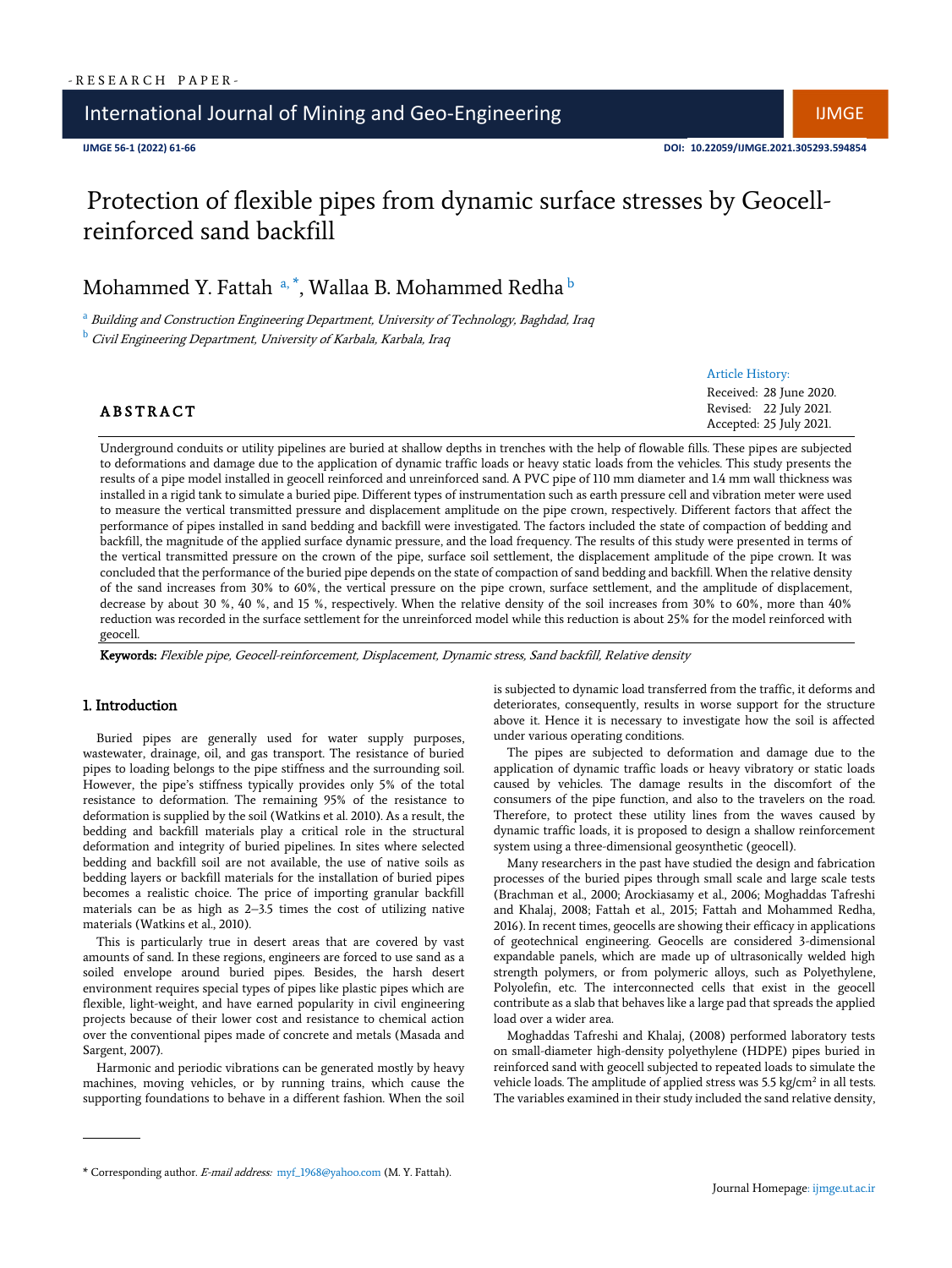- RESEARCH PAPER -

# Protection of flexible pipes from dynamic surface stresses by Geocell-reinforced sand backfill

Mohammed Y. Fattah [a, *], Wallaa B. Mohammed Redha [b]

[a] *Building and Construction Engineering Department, University of Technology, Baghdad, Iraq*

[b] *Civil Engineering Department, University of Karbala, Karbala, Iraq*

Article History:
Received: 28 June 2020.
Revised: 22 July 2021.
Accepted: 25 July 2021.

## ABSTRACT

Underground conduits or utility pipelines are buried at shallow depths in trenches with the help of flowable fills. These pipes are subjected to deformations and damage due to the application of dynamic traffic loads or heavy static loads from the vehicles. This study presents the results of a pipe model installed in geocell reinforced and unreinforced sand. A PVC pipe of 110 mm diameter and 1.4 mm wall thickness was installed in a rigid tank to simulate a buried pipe. Different types of instrumentation such as earth pressure cell and vibration meter were used to measure the vertical transmitted pressure and displacement amplitude on the pipe crown, respectively. Different factors that affect the performance of pipes installed in sand bedding and backfill were investigated. The factors included the state of compaction of bedding and backfill, the magnitude of the applied surface dynamic pressure, and the load frequency. The results of this study were presented in terms of the vertical transmitted pressure on the crown of the pipe, surface soil settlement, the displacement amplitude of the pipe crown. It was concluded that the performance of the buried pipe depends on the state of compaction of sand bedding and backfill. When the relative density of the sand increases from 30% to 60%, the vertical pressure on the pipe crown, surface settlement, and the amplitude of displacement, decrease by about 30 %, 40 %, and 15 %, respectively. When the relative density of the soil increases from 30% to 60%, more than 40% reduction was recorded in the surface settlement for the unreinforced model while this reduction is about 25% for the model reinforced with geocell.

**Keywords:** *Flexible pipe, Geocell-reinforcement, Displacement, Dynamic stress, Sand backfill, Relative density*

## 1. Introduction

Buried pipes are generally used for water supply purposes, wastewater, drainage, oil, and gas transport. The resistance of buried pipes to loading belongs to the pipe stiffness and the surrounding soil. However, the pipe's stiffness typically provides only 5% of the total resistance to deformation. The remaining 95% of the resistance to deformation is supplied by the soil (Watkins et al. 2010). As a result, the bedding and backfill materials play a critical role in the structural deformation and integrity of buried pipelines. In sites where selected bedding and backfill soil are not available, the use of native soils as bedding layers or backfill materials for the installation of buried pipes becomes a realistic choice. The price of importing granular backfill materials can be as high as 2–3.5 times the cost of utilizing native materials (Watkins et al., 2010).

This is particularly true in desert areas that are covered by vast amounts of sand. In these regions, engineers are forced to use sand as a soiled envelope around buried pipes. Besides, the harsh desert environment requires special types of pipes like plastic pipes which are flexible, light-weight, and have earned popularity in civil engineering projects because of their lower cost and resistance to chemical action over the conventional pipes made of concrete and metals (Masada and Sargent, 2007).

Harmonic and periodic vibrations can be generated mostly by heavy machines, moving vehicles, or by running trains, which cause the supporting foundations to behave in a different fashion. When the soil is subjected to dynamic load transferred from the traffic, it deforms and deteriorates, consequently, results in worse support for the structure above it. Hence it is necessary to investigate how the soil is affected under various operating conditions.

The pipes are subjected to deformation and damage due to the application of dynamic traffic loads or heavy vibratory or static loads caused by vehicles. The damage results in the discomfort of the consumers of the pipe function, and also to the travelers on the road. Therefore, to protect these utility lines from the waves caused by dynamic traffic loads, it is proposed to design a shallow reinforcement system using a three-dimensional geosynthetic (geocell).

Many researchers in the past have studied the design and fabrication processes of the buried pipes through small scale and large scale tests (Brachman et al., 2000; Arockiasamy et al., 2006; Moghaddas Tafreshi and Khalaj, 2008; Fattah et al., 2015; Fattah and Mohammed Redha, 2016). In recent times, geocells are showing their efficacy in applications of geotechnical engineering. Geocells are considered 3-dimensional expandable panels, which are made up of ultrasonically welded high strength polymers, or from polymeric alloys, such as Polyethylene, Polyolefin, etc. The interconnected cells that exist in the geocell contribute as a slab that behaves like a large pad that spreads the applied load over a wider area.

Moghaddas Tafreshi and Khalaj, (2008) performed laboratory tests on small-diameter high-density polyethylene (HDPE) pipes buried in reinforced sand with geocell subjected to repeated loads to simulate the vehicle loads. The amplitude of applied stress was 5.5 kg/cm$^2$ in all tests. The variables examined in their study included the sand relative density,

* Corresponding author. *E-mail address:* myf_1968@yahoo.com (M. Y. Fattah).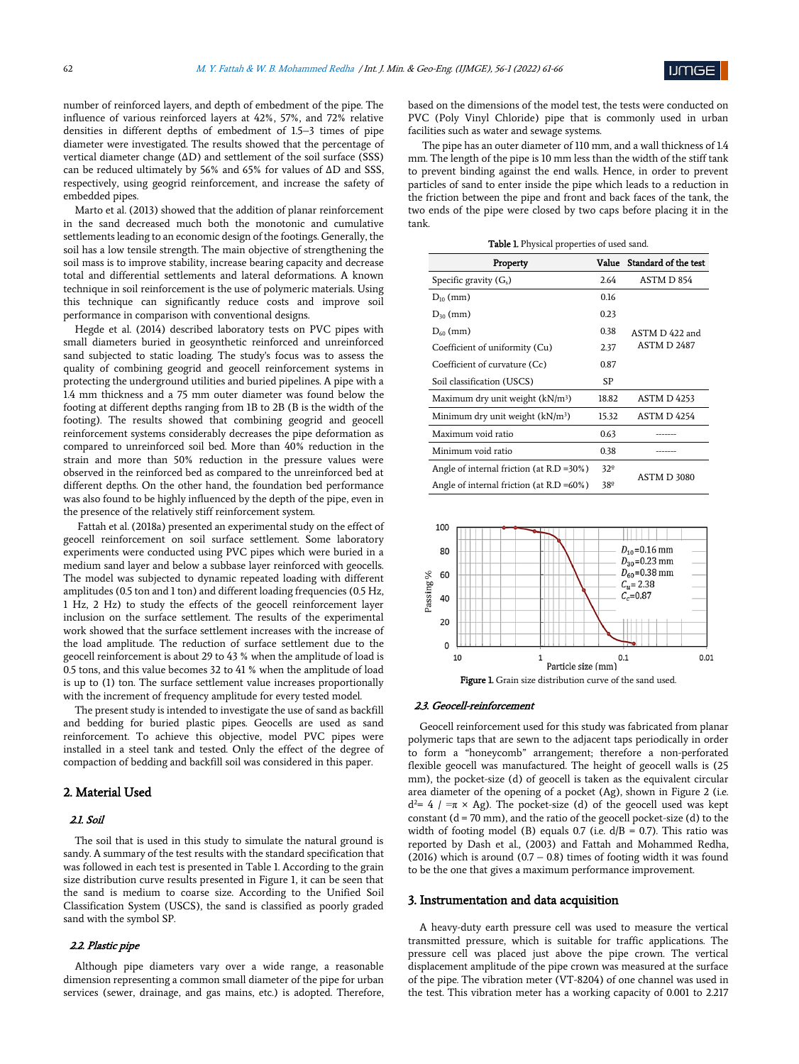number of reinforced layers, and depth of embedment of the pipe. The influence of various reinforced layers at 42%, 57%, and 72% relative densities in different depths of embedment of 1.5–3 times of pipe diameter were investigated. The results showed that the percentage of vertical diameter change (ΔD) and settlement of the soil surface (SSS) can be reduced ultimately by 56% and 65% for values of ΔD and SSS, respectively, using geogrid reinforcement, and increase the safety of embedded pipes.

Marto et al. (2013) showed that the addition of planar reinforcement in the sand decreased much both the monotonic and cumulative settlements leading to an economic design of the footings. Generally, the soil has a low tensile strength. The main objective of strengthening the soil mass is to improve stability, increase bearing capacity and decrease total and differential settlements and lateral deformations. A known technique in soil reinforcement is the use of polymeric materials. Using this technique can significantly reduce costs and improve soil performance in comparison with conventional designs.

Hegde et al. (2014) described laboratory tests on PVC pipes with small diameters buried in geosynthetic reinforced and unreinforced sand subjected to static loading. The study's focus was to assess the quality of combining geogrid and geocell reinforcement systems in protecting the underground utilities and buried pipelines. A pipe with a 1.4 mm thickness and a 75 mm outer diameter was found below the footing at different depths ranging from 1B to 2B (B is the width of the footing). The results showed that combining geogrid and geocell reinforcement systems considerably decreases the pipe deformation as compared to unreinforced soil bed. More than 40% reduction in the strain and more than 50% reduction in the pressure values were observed in the reinforced bed as compared to the unreinforced bed at different depths. On the other hand, the foundation bed performance was also found to be highly influenced by the depth of the pipe, even in the presence of the relatively stiff reinforcement system.

Fattah et al. (2018a) presented an experimental study on the effect of geocell reinforcement on soil surface settlement. Some laboratory experiments were conducted using PVC pipes which were buried in a medium sand layer and below a subbase layer reinforced with geocells. The model was subjected to dynamic repeated loading with different amplitudes (0.5 ton and 1 ton) and different loading frequencies (0.5 Hz, 1 Hz, 2 Hz) to study the effects of the geocell reinforcement layer inclusion on the surface settlement. The results of the experimental work showed that the surface settlement increases with the increase of the load amplitude. The reduction of surface settlement due to the geocell reinforcement is about 29 to 43 % when the amplitude of load is 0.5 tons, and this value becomes 32 to 41 % when the amplitude of load is up to (1) ton. The surface settlement value increases proportionally with the increment of frequency amplitude for every tested model.

The present study is intended to investigate the use of sand as backfill and bedding for buried plastic pipes. Geocells are used as sand reinforcement. To achieve this objective, model PVC pipes were installed in a steel tank and tested. Only the effect of the degree of compaction of bedding and backfill soil was considered in this paper.

## 2. Material Used

### 2.1. Soil

The soil that is used in this study to simulate the natural ground is sandy. A summary of the test results with the standard specification that was followed in each test is presented in Table 1. According to the grain size distribution curve results presented in Figure 1, it can be seen that the sand is medium to coarse size. According to the Unified Soil Classification System (USCS), the sand is classified as poorly graded sand with the symbol SP.

### 2.2. Plastic pipe

Although pipe diameters vary over a wide range, a reasonable dimension representing a common small diameter of the pipe for urban services (sewer, drainage, and gas mains, etc.) is adopted. Therefore, based on the dimensions of the model test, the tests were conducted on PVC (Poly Vinyl Chloride) pipe that is commonly used in urban facilities such as water and sewage systems.

The pipe has an outer diameter of 110 mm, and a wall thickness of 1.4 mm. The length of the pipe is 10 mm less than the width of the stiff tank to prevent binding against the end walls. Hence, in order to prevent particles of sand to enter inside the pipe which leads to a reduction in the friction between the pipe and front and back faces of the tank, the two ends of the pipe were closed by two caps before placing it in the tank.

**Table 1.** Physical properties of used sand.

| Property | Value | Standard of the test |
|---|---|---|
| Specific gravity ($G_s$) | 2.64 | ASTM D 854 |
| $D_{10}$ (mm) | 0.16 | ASTM D 422 and ASTM D 2487 |
| $D_{30}$ (mm) | 0.23 | |
| $D_{60}$ (mm) | 0.38 | |
| Coefficient of uniformity (Cu) | 2.37 | |
| Coefficient of curvature (Cc) | 0.87 | |
| Soil classification (USCS) | SP | |
| Maximum dry unit weight (kN/m³) | 18.82 | ASTM D 4253 |
| Minimum dry unit weight (kN/m³) | 15.32 | ASTM D 4254 |
| Maximum void ratio | 0.63 | ------- |
| Minimum void ratio | 0.38 | ------- |
| Angle of internal friction (at R.D =30%) | 32º | ASTM D 3080 |
| Angle of internal friction (at R.D =60%) | 38º | |

**Figure 1.** Grain size distribution curve of the sand used.

### 2.3. Geocell-reinforcement

Geocell reinforcement used for this study was fabricated from planar polymeric taps that are sewn to the adjacent taps periodically in order to form a "honeycomb" arrangement; therefore a non-perforated flexible geocell was manufactured. The height of geocell walls is (25 mm), the pocket-size (d) of geocell is taken as the equivalent circular area diameter of the opening of a pocket (Ag), shown in Figure 2 (i.e. $d^2 = 4 / = \pi \times Ag$). The pocket-size (d) of the geocell used was kept constant (d = 70 mm), and the ratio of the geocell pocket-size (d) to the width of footing model (B) equals 0.7 (i.e. d/B = 0.7). This ratio was reported by Dash et al., (2003) and Fattah and Mohammed Redha, (2016) which is around (0.7 – 0.8) times of footing width it was found to be the one that gives a maximum performance improvement.

## 3. Instrumentation and data acquisition

A heavy-duty earth pressure cell was used to measure the vertical transmitted pressure, which is suitable for traffic applications. The pressure cell was placed just above the pipe crown. The vertical displacement amplitude of the pipe crown was measured at the surface of the pipe. The vibration meter (VT-8204) of one channel was used in the test. This vibration meter has a working capacity of 0.001 to 2.217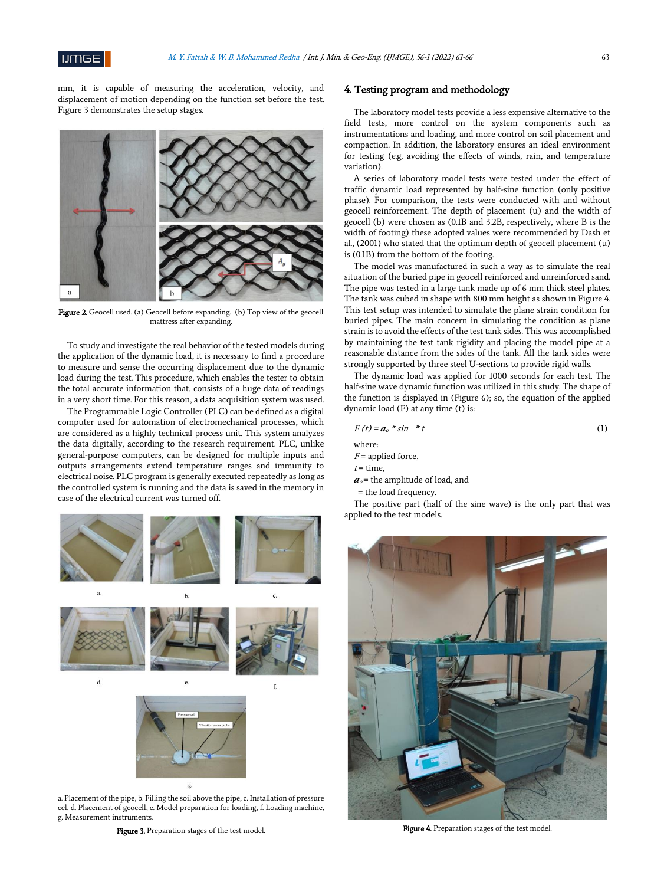mm, it is capable of measuring the acceleration, velocity, and displacement of motion depending on the function set before the test. Figure 3 demonstrates the setup stages.

**Figure 2.** Geocell used. (a) Geocell before expanding. (b) Top view of the geocell mattress after expanding.

To study and investigate the real behavior of the tested models during the application of the dynamic load, it is necessary to find a procedure to measure and sense the occurring displacement due to the dynamic load during the test. This procedure, which enables the tester to obtain the total accurate information that, consists of a huge data of readings in a very short time. For this reason, a data acquisition system was used.

The Programmable Logic Controller (PLC) can be defined as a digital computer used for automation of electromechanical processes, which are considered as a highly technical process unit. This system analyzes the data digitally, according to the research requirement. PLC, unlike general-purpose computers, can be designed for multiple inputs and outputs arrangements extend temperature ranges and immunity to electrical noise. PLC program is generally executed repeatedly as long as the controlled system is running and the data is saved in the memory in case of the electrical current was turned off.

a. Placement of the pipe, b. Filling the soil above the pipe, c. Installation of pressure cel, d. Placement of geocell, e. Model preparation for loading, f. Loading machine, g. Measurement instruments.

**Figure 3.** Preparation stages of the test model.

## 4. Testing program and methodology

The laboratory model tests provide a less expensive alternative to the field tests, more control on the system components such as instrumentations and loading, and more control on soil placement and compaction. In addition, the laboratory ensures an ideal environment for testing (e.g. avoiding the effects of winds, rain, and temperature variation).

A series of laboratory model tests were tested under the effect of traffic dynamic load represented by half-sine function (only positive phase). For comparison, the tests were conducted with and without geocell reinforcement. The depth of placement (u) and the width of geocell (b) were chosen as (0.1B and 3.2B, respectively, where B is the width of footing) these adopted values were recommended by Dash et al., (2001) who stated that the optimum depth of geocell placement (u) is (0.1B) from the bottom of the footing.

The model was manufactured in such a way as to simulate the real situation of the buried pipe in geocell reinforced and unreinforced sand. The pipe was tested in a large tank made up of 6 mm thick steel plates. The tank was cubed in shape with 800 mm height as shown in Figure 4. This test setup was intended to simulate the plane strain condition for buried pipes. The main concern in simulating the condition as plane strain is to avoid the effects of the test tank sides. This was accomplished by maintaining the test tank rigidity and placing the model pipe at a reasonable distance from the sides of the tank. All the tank sides were strongly supported by three steel U-sections to provide rigid walls.

The dynamic load was applied for 1000 seconds for each test. The half-sine wave dynamic function was utilized in this study. The shape of the function is displayed in (Figure 6); so, the equation of the applied dynamic load (F) at any time (t) is:

$$F(t) = a_o * \sin \; * t \tag{1}$$

where:
$F$ = applied force,
$t$ = time,
$a_o$ = the amplitude of load, and
= the load frequency.

The positive part (half of the sine wave) is the only part that was applied to the test models.

**Figure 4.** Preparation stages of the test model.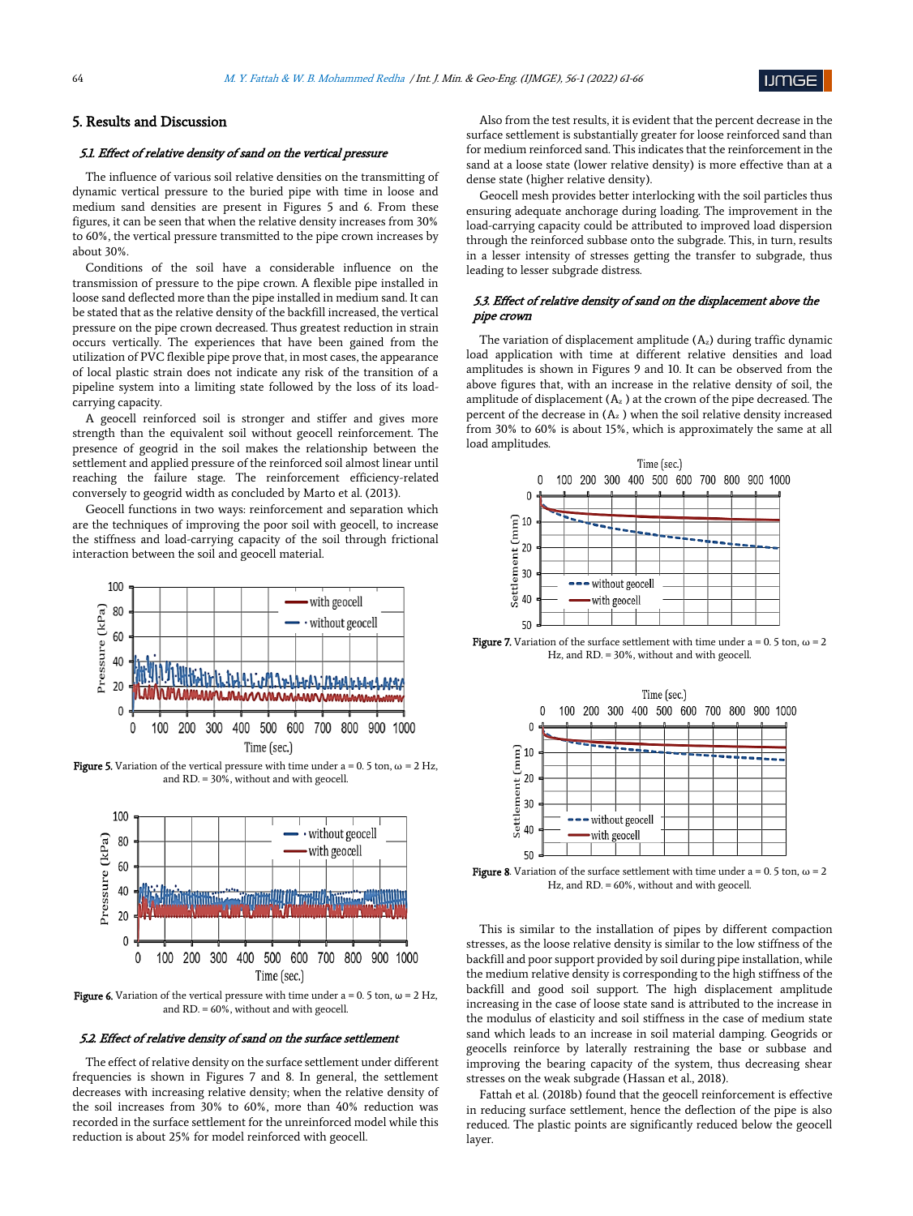## 5. Results and Discussion

### 5.1. Effect of relative density of sand on the vertical pressure

The influence of various soil relative densities on the transmitting of dynamic vertical pressure to the buried pipe with time in loose and medium sand densities are present in Figures 5 and 6. From these figures, it can be seen that when the relative density increases from 30% to 60%, the vertical pressure transmitted to the pipe crown increases by about 30%.

Conditions of the soil have a considerable influence on the transmission of pressure to the pipe crown. A flexible pipe installed in loose sand deflected more than the pipe installed in medium sand. It can be stated that as the relative density of the backfill increased, the vertical pressure on the pipe crown decreased. Thus greatest reduction in strain occurs vertically. The experiences that have been gained from the utilization of PVC flexible pipe prove that, in most cases, the appearance of local plastic strain does not indicate any risk of the transition of a pipeline system into a limiting state followed by the loss of its load-carrying capacity.

A geocell reinforced soil is stronger and stiffer and gives more strength than the equivalent soil without geocell reinforcement. The presence of geogrid in the soil makes the relationship between the settlement and applied pressure of the reinforced soil almost linear until reaching the failure stage. The reinforcement efficiency-related conversely to geogrid width as concluded by Marto et al. (2013).

Geocell functions in two ways: reinforcement and separation which are the techniques of improving the poor soil with geocell, to increase the stiffness and load-carrying capacity of the soil through frictional interaction between the soil and geocell material.

**Figure 5.** Variation of the vertical pressure with time under a = 0. 5 ton, ω = 2 Hz, and RD. = 30%, without and with geocell.

**Figure 6.** Variation of the vertical pressure with time under a = 0. 5 ton, ω = 2 Hz, and RD. = 60%, without and with geocell.

### 5.2. Effect of relative density of sand on the surface settlement

The effect of relative density on the surface settlement under different frequencies is shown in Figures 7 and 8. In general, the settlement decreases with increasing relative density; when the relative density of the soil increases from 30% to 60%, more than 40% reduction was recorded in the surface settlement for the unreinforced model while this reduction is about 25% for model reinforced with geocell.

Also from the test results, it is evident that the percent decrease in the surface settlement is substantially greater for loose reinforced sand than for medium reinforced sand. This indicates that the reinforcement in the sand at a loose state (lower relative density) is more effective than at a dense state (higher relative density).

Geocell mesh provides better interlocking with the soil particles thus ensuring adequate anchorage during loading. The improvement in the load-carrying capacity could be attributed to improved load dispersion through the reinforced subbase onto the subgrade. This, in turn, results in a lesser intensity of stresses getting the transfer to subgrade, thus leading to lesser subgrade distress.

### 5.3. Effect of relative density of sand on the displacement above the pipe crown

The variation of displacement amplitude ($A_z$) during traffic dynamic load application with time at different relative densities and load amplitudes is shown in Figures 9 and 10. It can be observed from the above figures that, with an increase in the relative density of soil, the amplitude of displacement ($A_z$) at the crown of the pipe decreased. The percent of the decrease in ($A_z$) when the soil relative density increased from 30% to 60% is about 15%, which is approximately the same at all load amplitudes.

**Figure 7.** Variation of the surface settlement with time under a = 0. 5 ton, ω = 2 Hz, and RD. = 30%, without and with geocell.

**Figure 8.** Variation of the surface settlement with time under a = 0. 5 ton, ω = 2 Hz, and RD. = 60%, without and with geocell.

This is similar to the installation of pipes by different compaction stresses, as the loose relative density is similar to the low stiffness of the backfill and poor support provided by soil during pipe installation, while the medium relative density is corresponding to the high stiffness of the backfill and good soil support. The high displacement amplitude increasing in the case of loose state sand is attributed to the increase in the modulus of elasticity and soil stiffness in the case of medium state sand which leads to an increase in soil material damping. Geogrids or geocells reinforce by laterally restraining the base or subbase and improving the bearing capacity of the system, thus decreasing shear stresses on the weak subgrade (Hassan et al., 2018).

Fattah et al. (2018b) found that the geocell reinforcement is effective in reducing surface settlement, hence the deflection of the pipe is also reduced. The plastic points are significantly reduced below the geocell layer.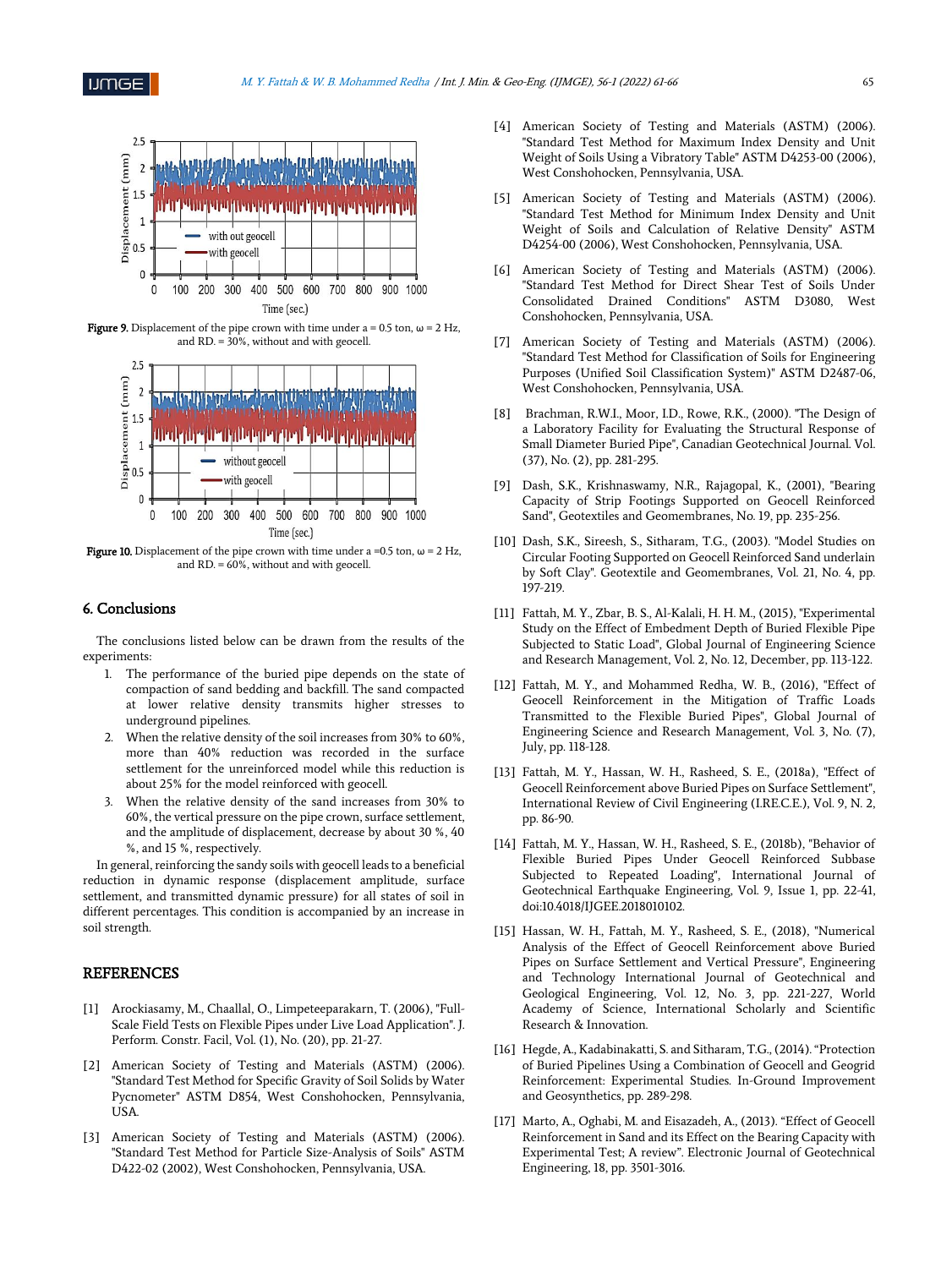Figure 9. Displacement of the pipe crown with time under a = 0.5 ton, ω = 2 Hz, and RD. = 30%, without and with geocell.

Figure 10. Displacement of the pipe crown with time under a =0.5 ton, ω = 2 Hz, and RD. = 60%, without and with geocell.

## 6. Conclusions

The conclusions listed below can be drawn from the results of the experiments:

1. The performance of the buried pipe depends on the state of compaction of sand bedding and backfill. The sand compacted at lower relative density transmits higher stresses to underground pipelines.
2. When the relative density of the soil increases from 30% to 60%, more than 40% reduction was recorded in the surface settlement for the unreinforced model while this reduction is about 25% for the model reinforced with geocell.
3. When the relative density of the sand increases from 30% to 60%, the vertical pressure on the pipe crown, surface settlement, and the amplitude of displacement, decrease by about 30 %, 40 %, and 15 %, respectively.

In general, reinforcing the sandy soils with geocell leads to a beneficial reduction in dynamic response (displacement amplitude, surface settlement, and transmitted dynamic pressure) for all states of soil in different percentages. This condition is accompanied by an increase in soil strength.

## REFERENCES

[1] Arockiasamy, M., Chaallal, O., Limpeteeparakarn, T. (2006), "Full-Scale Field Tests on Flexible Pipes under Live Load Application". J. Perform. Constr. Facil, Vol. (1), No. (20), pp. 21-27.

[2] American Society of Testing and Materials (ASTM) (2006). "Standard Test Method for Specific Gravity of Soil Solids by Water Pycnometer" ASTM D854, West Conshohocken, Pennsylvania, USA.

[3] American Society of Testing and Materials (ASTM) (2006). "Standard Test Method for Particle Size-Analysis of Soils" ASTM D422-02 (2002), West Conshohocken, Pennsylvania, USA.

[4] American Society of Testing and Materials (ASTM) (2006). "Standard Test Method for Maximum Index Density and Unit Weight of Soils Using a Vibratory Table" ASTM D4253-00 (2006), West Conshohocken, Pennsylvania, USA.

[5] American Society of Testing and Materials (ASTM) (2006). "Standard Test Method for Minimum Index Density and Unit Weight of Soils and Calculation of Relative Density" ASTM D4254-00 (2006), West Conshohocken, Pennsylvania, USA.

[6] American Society of Testing and Materials (ASTM) (2006). "Standard Test Method for Direct Shear Test of Soils Under Consolidated Drained Conditions" ASTM D3080, West Conshohocken, Pennsylvania, USA.

[7] American Society of Testing and Materials (ASTM) (2006). "Standard Test Method for Classification of Soils for Engineering Purposes (Unified Soil Classification System)" ASTM D2487-06, West Conshohocken, Pennsylvania, USA.

[8] Brachman, R.W.I., Moor, I.D., Rowe, R.K., (2000). "The Design of a Laboratory Facility for Evaluating the Structural Response of Small Diameter Buried Pipe", Canadian Geotechnical Journal. Vol. (37), No. (2), pp. 281-295.

[9] Dash, S.K., Krishnaswamy, N.R., Rajagopal, K., (2001), "Bearing Capacity of Strip Footings Supported on Geocell Reinforced Sand", Geotextiles and Geomembranes, No. 19, pp. 235-256.

[10] Dash, S.K., Sireesh, S., Sitharam, T.G., (2003). "Model Studies on Circular Footing Supported on Geocell Reinforced Sand underlain by Soft Clay". Geotextile and Geomembranes, Vol. 21, No. 4, pp. 197-219.

[11] Fattah, M. Y., Zbar, B. S., Al-Kalali, H. H. M., (2015), "Experimental Study on the Effect of Embedment Depth of Buried Flexible Pipe Subjected to Static Load", Global Journal of Engineering Science and Research Management, Vol. 2, No. 12, December, pp. 113-122.

[12] Fattah, M. Y., and Mohammed Redha, W. B., (2016), "Effect of Geocell Reinforcement in the Mitigation of Traffic Loads Transmitted to the Flexible Buried Pipes", Global Journal of Engineering Science and Research Management, Vol. 3, No. (7), July, pp. 118-128.

[13] Fattah, M. Y., Hassan, W. H., Rasheed, S. E., (2018a), "Effect of Geocell Reinforcement above Buried Pipes on Surface Settlement", International Review of Civil Engineering (I.RE.C.E.), Vol. 9, N. 2, pp. 86-90.

[14] Fattah, M. Y., Hassan, W. H., Rasheed, S. E., (2018b), "Behavior of Flexible Buried Pipes Under Geocell Reinforced Subbase Subjected to Repeated Loading", International Journal of Geotechnical Earthquake Engineering, Vol. 9, Issue 1, pp. 22-41, doi:10.4018/IJGEE.2018010102.

[15] Hassan, W. H., Fattah, M. Y., Rasheed, S. E., (2018), "Numerical Analysis of the Effect of Geocell Reinforcement above Buried Pipes on Surface Settlement and Vertical Pressure", Engineering and Technology International Journal of Geotechnical and Geological Engineering, Vol. 12, No. 3, pp. 221-227, World Academy of Science, International Scholarly and Scientific Research & Innovation.

[16] Hegde, A., Kadabinakatti, S. and Sitharam, T.G., (2014). "Protection of Buried Pipelines Using a Combination of Geocell and Geogrid Reinforcement: Experimental Studies. In-Ground Improvement and Geosynthetics, pp. 289-298.

[17] Marto, A., Oghabi, M. and Eisazadeh, A., (2013). "Effect of Geocell Reinforcement in Sand and its Effect on the Bearing Capacity with Experimental Test; A review". Electronic Journal of Geotechnical Engineering, 18, pp. 3501-3016.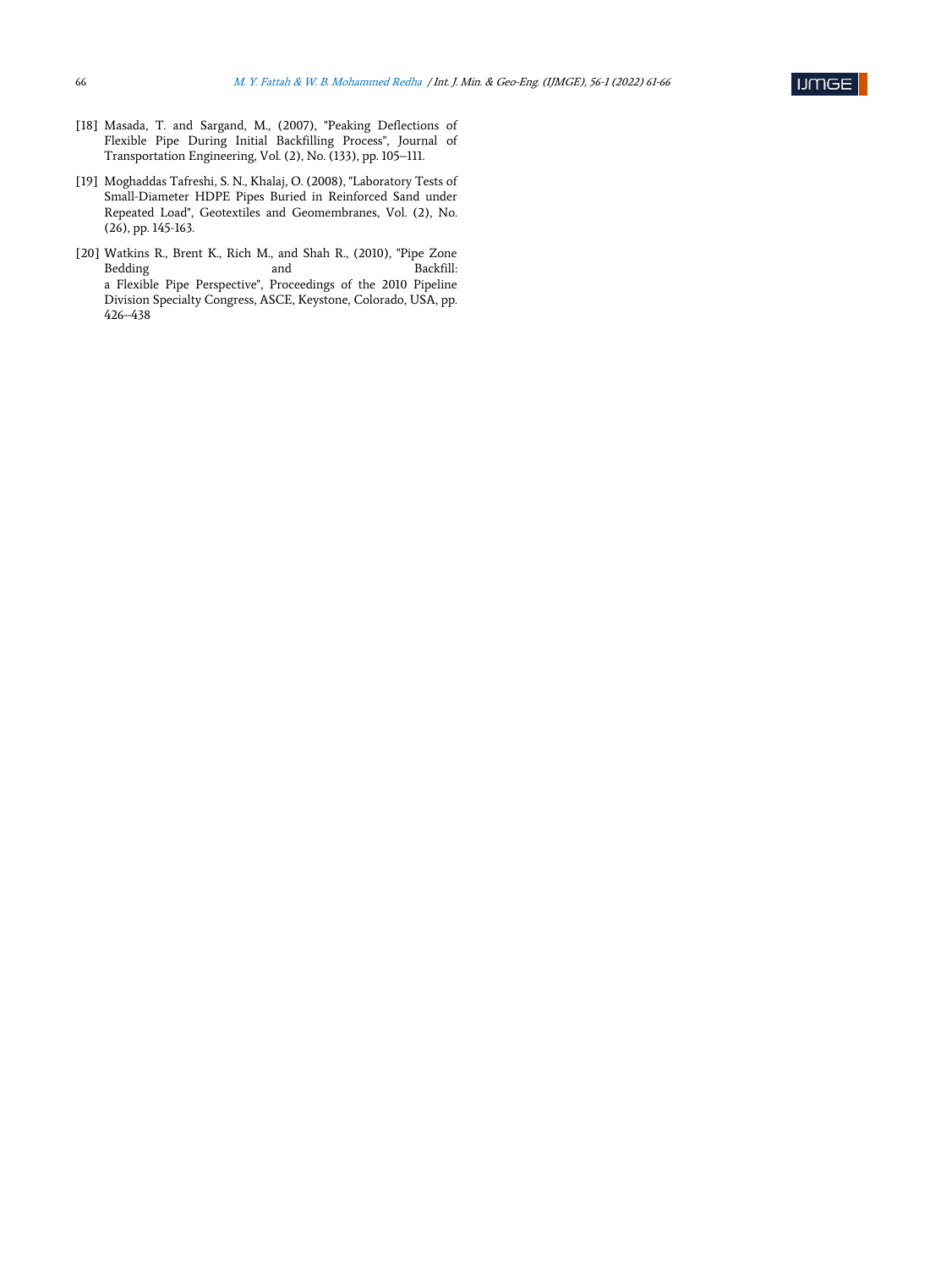[18] Masada, T. and Sargand, M., (2007), "Peaking Deflections of Flexible Pipe During Initial Backfilling Process", Journal of Transportation Engineering, Vol. (2), No. (133), pp. 105–111.

[19] Moghaddas Tafreshi, S. N., Khalaj, O. (2008), "Laboratory Tests of Small-Diameter HDPE Pipes Buried in Reinforced Sand under Repeated Load", Geotextiles and Geomembranes, Vol. (2), No. (26), pp. 145-163.

[20] Watkins R., Brent K., Rich M., and Shah R., (2010), "Pipe Zone Bedding and Backfill: a Flexible Pipe Perspective", Proceedings of the 2010 Pipeline Division Specialty Congress, ASCE, Keystone, Colorado, USA, pp. 426–438